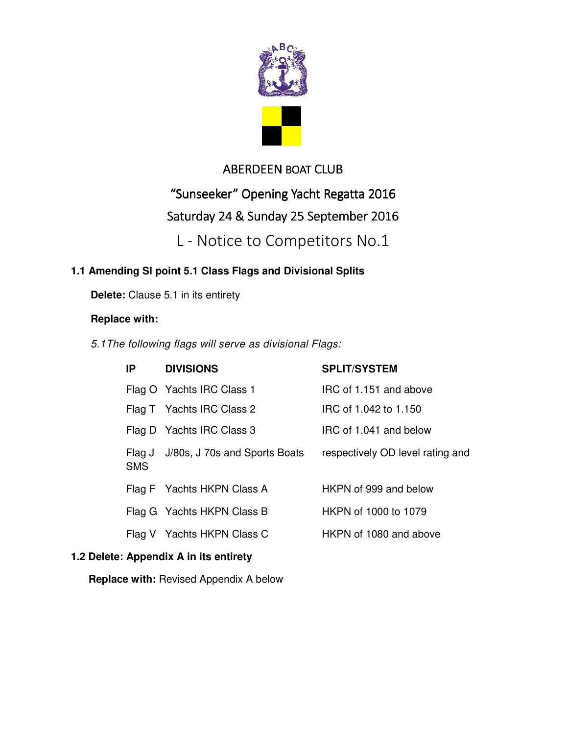ABERDEEN BOAT CLUB

“Sunseeker” Opening Yacht Regatta 2016

Saturday 24 & Sunday 25 September 2016

# L - Notice to Competitors No.1

### 1.1 Amending SI point 5.1 Class Flags and Divisional Splits

**Delete:** Clause 5.1 in its entirety

**Replace with:**

*5.1The following flags will serve as divisional Flags:*

| IP | DIVISIONS | SPLIT/SYSTEM |
|---|---|---|
| Flag O | Yachts IRC Class 1 | IRC of 1.151 and above |
| Flag T | Yachts IRC Class 2 | IRC of 1.042 to 1.150 |
| Flag D | Yachts IRC Class 3 | IRC of 1.041 and below |
| Flag J SMS | J/80s, J 70s and Sports Boats | respectively OD level rating and |
| Flag F | Yachts HKPN Class A | HKPN of 999 and below |
| Flag G | Yachts HKPN Class B | HKPN of 1000 to 1079 |
| Flag V | Yachts HKPN Class C | HKPN of 1080 and above |

### 1.2 Delete: Appendix A in its entirety

**Replace with:** Revised Appendix A below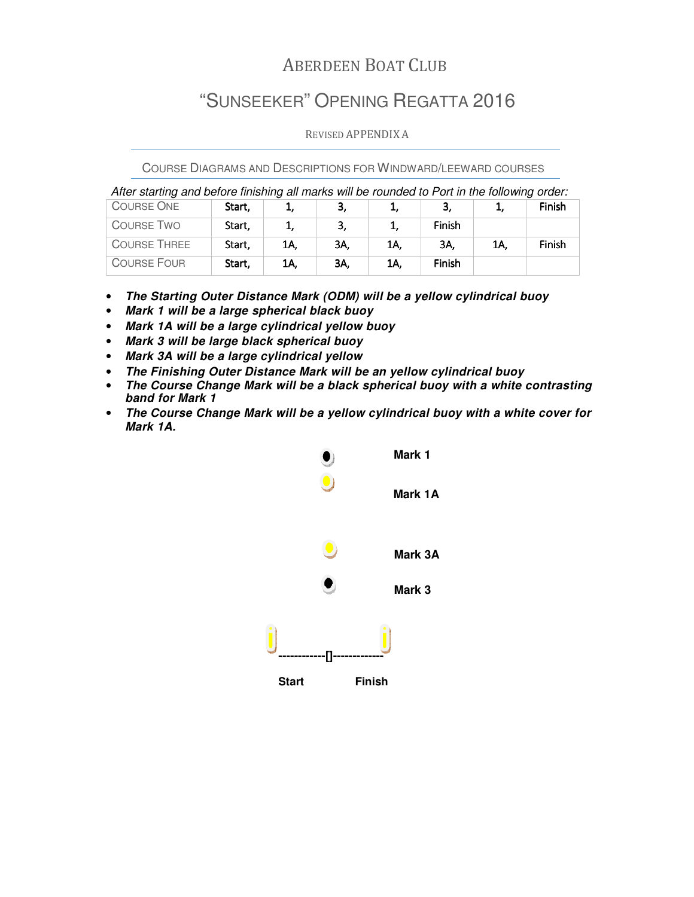# Aberdeen Boat Club

## "Sunseeker" Opening Regatta 2016

Revised Appendix A

### Course Diagrams and Descriptions for Windward/Leeward Courses

*After starting and before finishing all marks will be rounded to Port in the following order:*

| Course One | Start, | 1, | 3, | 1, | 3, | 1, | Finish |
|---|---|---|---|---|---|---|---|
| Course Two | Start, | 1, | 3, | 1, | Finish | | |
| Course Three | Start, | 1A, | 3A, | 1A, | 3A, | 1A, | Finish |
| Course Four | Start, | 1A, | 3A, | 1A, | Finish | | |

- ***The Starting Outer Distance Mark (ODM) will be a yellow cylindrical buoy***
- ***Mark 1 will be a large spherical black buoy***
- ***Mark 1A will be a large cylindrical yellow buoy***
- ***Mark 3 will be large black spherical buoy***
- ***Mark 3A will be a large cylindrical yellow***
- ***The Finishing Outer Distance Mark will be an yellow cylindrical buoy***
- ***The Course Change Mark will be a black spherical buoy with a white contrasting band for Mark 1***
- ***The Course Change Mark will be a yellow cylindrical buoy with a white cover for Mark 1A.***

**Mark 1**

**Mark 1A**

**Mark 3A**

**Mark 3**

**Start** **Finish**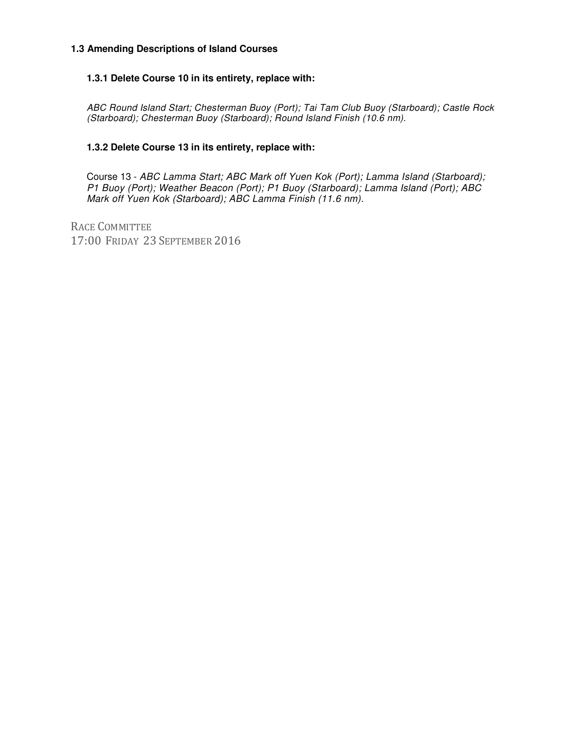### 1.3 Amending Descriptions of Island Courses

#### 1.3.1 Delete Course 10 in its entirety, replace with:

*ABC Round Island Start; Chesterman Buoy (Port); Tai Tam Club Buoy (Starboard); Castle Rock (Starboard); Chesterman Buoy (Starboard); Round Island Finish (10.6 nm).*

#### 1.3.2 Delete Course 13 in its entirety, replace with:

Course 13 - *ABC Lamma Start; ABC Mark off Yuen Kok (Port); Lamma Island (Starboard); P1 Buoy (Port); Weather Beacon (Port); P1 Buoy (Starboard); Lamma Island (Port); ABC Mark off Yuen Kok (Starboard); ABC Lamma Finish (11.6 nm).*

RACE COMMITTEE
17:00 FRIDAY 23 SEPTEMBER 2016